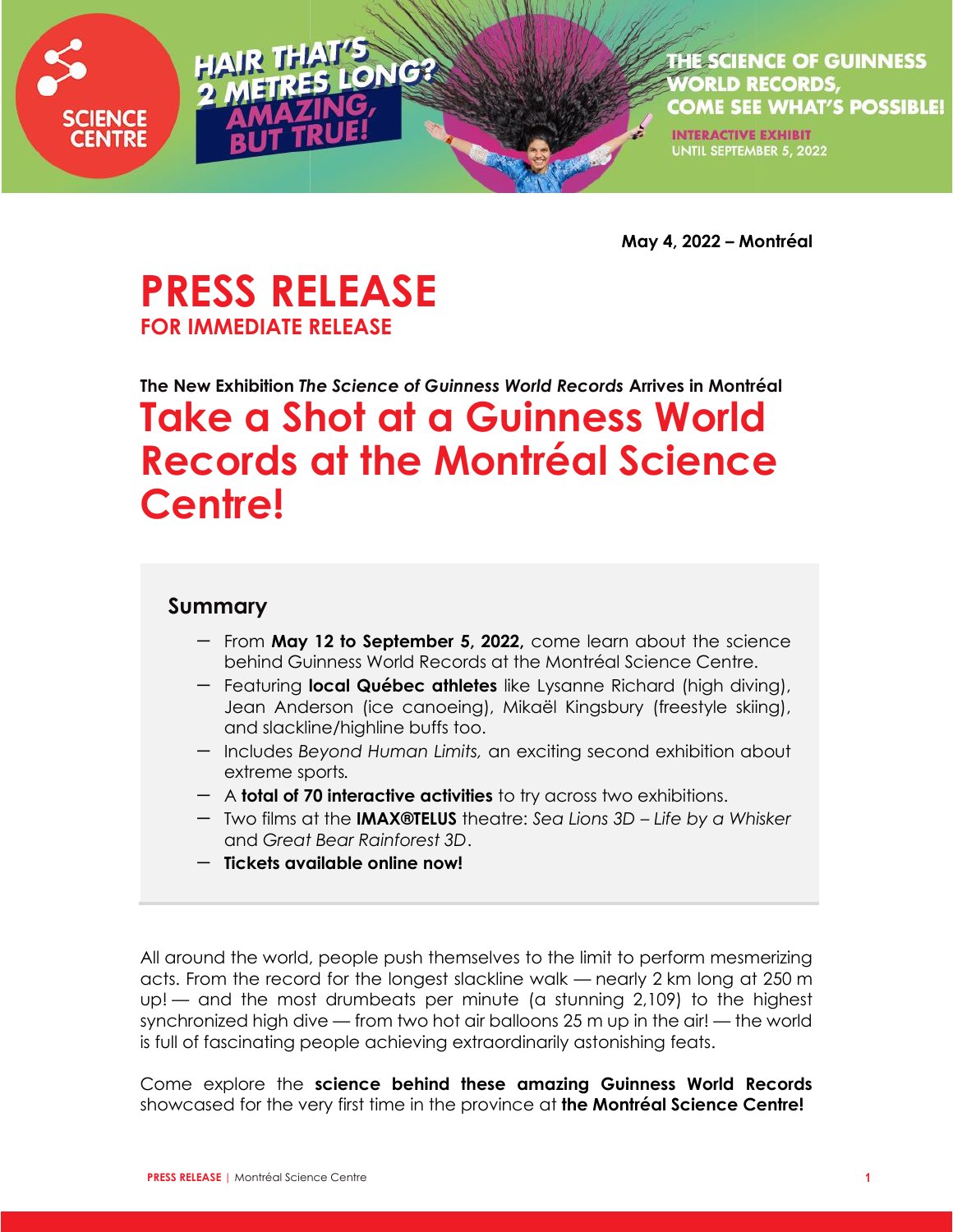May 4, 2022 – Montréal

# PRESS RELEASE

**FOR IMMEDIATE RELEASE**

**The New Exhibition *The Science of Guinness World Records* Arrives in Montréal**

# Take a Shot at a Guinness World Records at the Montréal Science Centre!

## Summary

- From **May 12 to September 5, 2022,** come learn about the science behind Guinness World Records at the Montréal Science Centre.
- Featuring **local Québec athletes** like Lysanne Richard (high diving), Jean Anderson (ice canoeing), Mikaël Kingsbury (freestyle skiing), and slackline/highline buffs too.
- Includes *Beyond Human Limits,* an exciting second exhibition about extreme sports.
- A **total of 70 interactive activities** to try across two exhibitions.
- Two films at the **IMAX®TELUS** theatre: *Sea Lions 3D – Life by a Whisker* and *Great Bear Rainforest 3D*.
- **Tickets available online now!**

All around the world, people push themselves to the limit to perform mesmerizing acts. From the record for the longest slackline walk — nearly 2 km long at 250 m up! — and the most drumbeats per minute (a stunning 2,109) to the highest synchronized high dive — from two hot air balloons 25 m up in the air! — the world is full of fascinating people achieving extraordinarily astonishing feats.

Come explore the **science behind these amazing Guinness World Records** showcased for the very first time in the province at **the Montréal Science Centre!**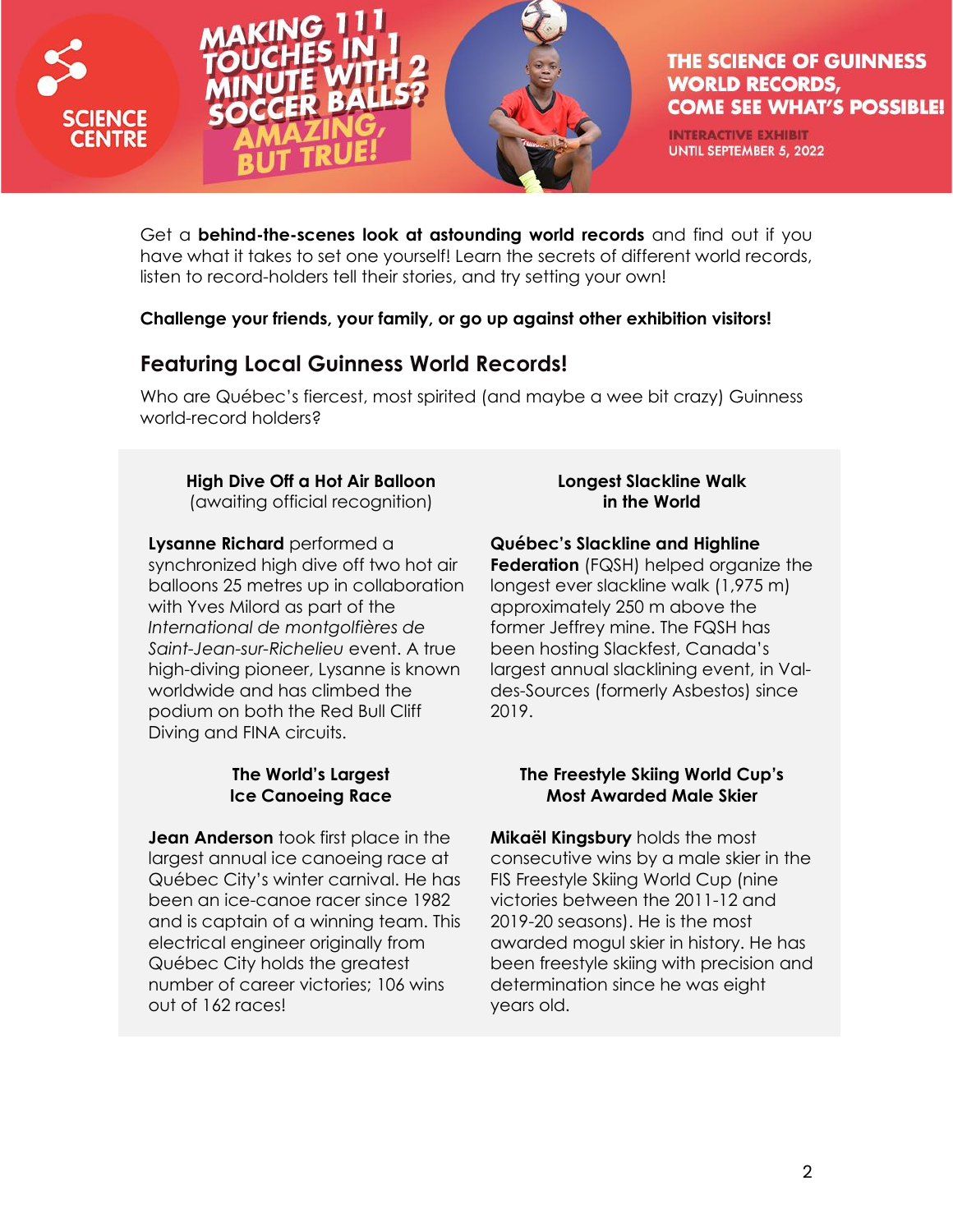SCIENCE CENTRE

MAKING 111 TOUCHES IN 1 MINUTE WITH 2 SOCCER BALLS? AMAZING, BUT TRUE!

THE SCIENCE OF GUINNESS WORLD RECORDS, COME SEE WHAT'S POSSIBLE!

INTERACTIVE EXHIBIT
UNTIL SEPTEMBER 5, 2022

Get a **behind-the-scenes look at astounding world records** and find out if you have what it takes to set one yourself! Learn the secrets of different world records, listen to record-holders tell their stories, and try setting your own!

**Challenge your friends, your family, or go up against other exhibition visitors!**

## Featuring Local Guinness World Records!

Who are Québec's fiercest, most spirited (and maybe a wee bit crazy) Guinness world-record holders?

**High Dive Off a Hot Air Balloon**
(awaiting official recognition)

**Lysanne Richard** performed a synchronized high dive off two hot air balloons 25 metres up in collaboration with Yves Milord as part of the *International de montgolfières de Saint-Jean-sur-Richelieu* event. A true high-diving pioneer, Lysanne is known worldwide and has climbed the podium on both the Red Bull Cliff Diving and FINA circuits.

**Longest Slackline Walk in the World**

**Québec's Slackline and Highline Federation** (FQSH) helped organize the longest ever slackline walk (1,975 m) approximately 250 m above the former Jeffrey mine. The FQSH has been hosting Slackfest, Canada's largest annual slacklining event, in Val-des-Sources (formerly Asbestos) since 2019.

**The World's Largest Ice Canoeing Race**

**Jean Anderson** took first place in the largest annual ice canoeing race at Québec City's winter carnival. He has been an ice-canoe racer since 1982 and is captain of a winning team. This electrical engineer originally from Québec City holds the greatest number of career victories; 106 wins out of 162 races!

**The Freestyle Skiing World Cup's Most Awarded Male Skier**

**Mikaël Kingsbury** holds the most consecutive wins by a male skier in the FIS Freestyle Skiing World Cup (nine victories between the 2011-12 and 2019-20 seasons). He is the most awarded mogul skier in history. He has been freestyle skiing with precision and determination since he was eight years old.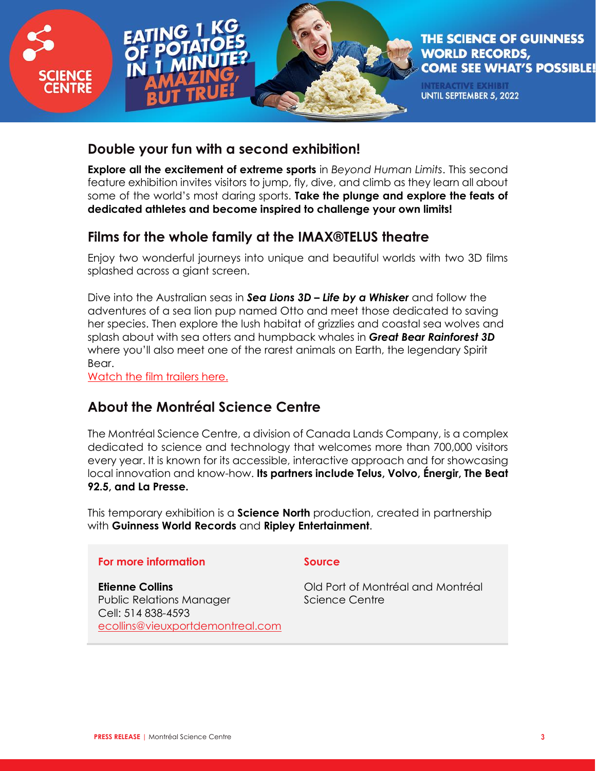## Double your fun with a second exhibition!

**Explore all the excitement of extreme sports** in *Beyond Human Limits*. This second feature exhibition invites visitors to jump, fly, dive, and climb as they learn all about some of the world's most daring sports. **Take the plunge and explore the feats of dedicated athletes and become inspired to challenge your own limits!**

## Films for the whole family at the IMAX®TELUS theatre

Enjoy two wonderful journeys into unique and beautiful worlds with two 3D films splashed across a giant screen.

Dive into the Australian seas in ***Sea Lions 3D – Life by a Whisker*** and follow the adventures of a sea lion pup named Otto and meet those dedicated to saving her species. Then explore the lush habitat of grizzlies and coastal sea wolves and splash about with sea otters and humpback whales in ***Great Bear Rainforest 3D*** where you'll also meet one of the rarest animals on Earth, the legendary Spirit Bear.
Watch the film trailers here.

## About the Montréal Science Centre

The Montréal Science Centre, a division of Canada Lands Company, is a complex dedicated to science and technology that welcomes more than 700,000 visitors every year. It is known for its accessible, interactive approach and for showcasing local innovation and know-how. **Its partners include Telus, Volvo, Énergir, The Beat 92.5, and La Presse.**

This temporary exhibition is a **Science North** production, created in partnership with **Guinness World Records** and **Ripley Entertainment**.

**For more information**

**Etienne Collins**
Public Relations Manager
Cell: 514 838-4593
ecollins@vieuxportdemontreal.com

**Source**

Old Port of Montréal and Montréal Science Centre